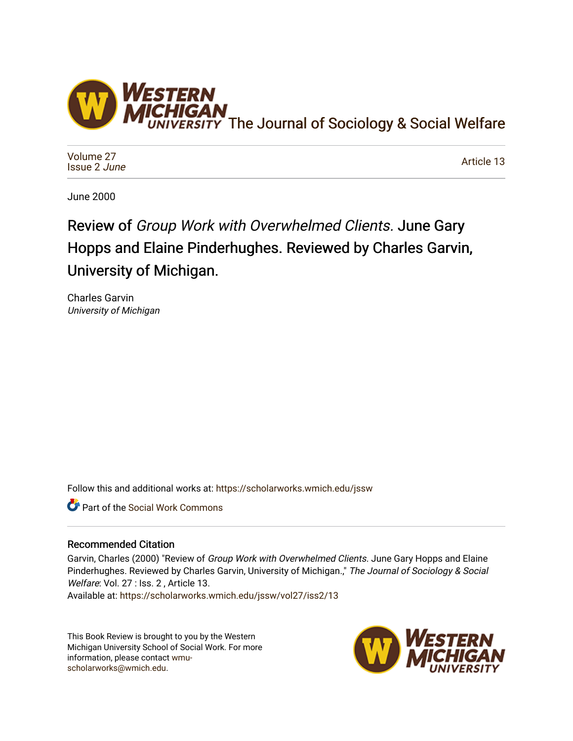# The Journal of Sociology & Social Welfare

Volume 27
Issue 2 *June*

Article 13

June 2000

# Review of *Group Work with Overwhelmed Clients.* June Gary Hopps and Elaine Pinderhughes. Reviewed by Charles Garvin, University of Michigan.

Charles Garvin
*University of Michigan*

Follow this and additional works at: https://scholarworks.wmich.edu/jssw

Part of the Social Work Commons

## Recommended Citation

Garvin, Charles (2000) "Review of *Group Work with Overwhelmed Clients.* June Gary Hopps and Elaine Pinderhughes. Reviewed by Charles Garvin, University of Michigan.," *The Journal of Sociology & Social Welfare*: Vol. 27 : Iss. 2 , Article 13.
Available at: https://scholarworks.wmich.edu/jssw/vol27/iss2/13

This Book Review is brought to you by the Western Michigan University School of Social Work. For more information, please contact wmu-scholarworks@wmich.edu.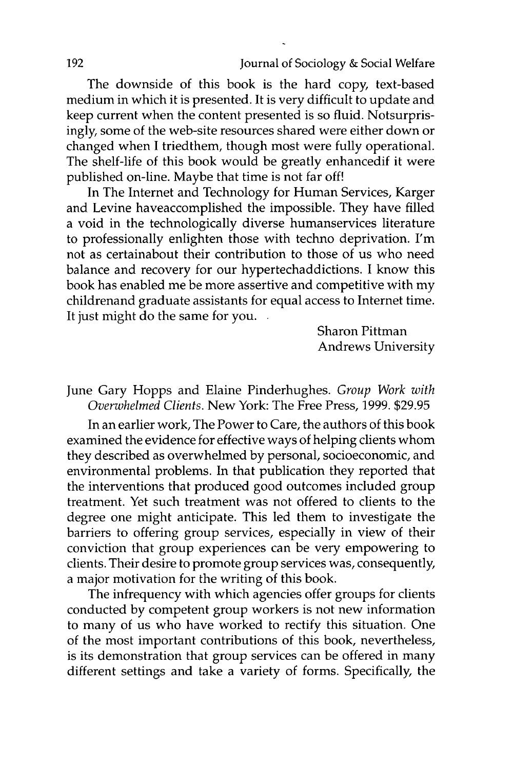The downside of this book is the hard copy, text-based medium in which it is presented. It is very difficult to update and keep current when the content presented is so fluid. Notsurprisingly, some of the web-site resources shared were either down or changed when I triedthem, though most were fully operational. The shelf-life of this book would be greatly enhancedif it were published on-line. Maybe that time is not far off!

In The Internet and Technology for Human Services, Karger and Levine haveaccomplished the impossible. They have filled a void in the technologically diverse humanservices literature to professionally enlighten those with techno deprivation. I'm not as certainabout their contribution to those of us who need balance and recovery for our hypertechaddictions. I know this book has enabled me be more assertive and competitive with my childrenand graduate assistants for equal access to Internet time. It just might do the same for you.

Sharon Pittman
Andrews University

June Gary Hopps and Elaine Pinderhughes. *Group Work with Overwhelmed Clients.* New York: The Free Press, 1999. $29.95

In an earlier work, The Power to Care, the authors of this book examined the evidence for effective ways of helping clients whom they described as overwhelmed by personal, socioeconomic, and environmental problems. In that publication they reported that the interventions that produced good outcomes included group treatment. Yet such treatment was not offered to clients to the degree one might anticipate. This led them to investigate the barriers to offering group services, especially in view of their conviction that group experiences can be very empowering to clients. Their desire to promote group services was, consequently, a major motivation for the writing of this book.

The infrequency with which agencies offer groups for clients conducted by competent group workers is not new information to many of us who have worked to rectify this situation. One of the most important contributions of this book, nevertheless, is its demonstration that group services can be offered in many different settings and take a variety of forms. Specifically, the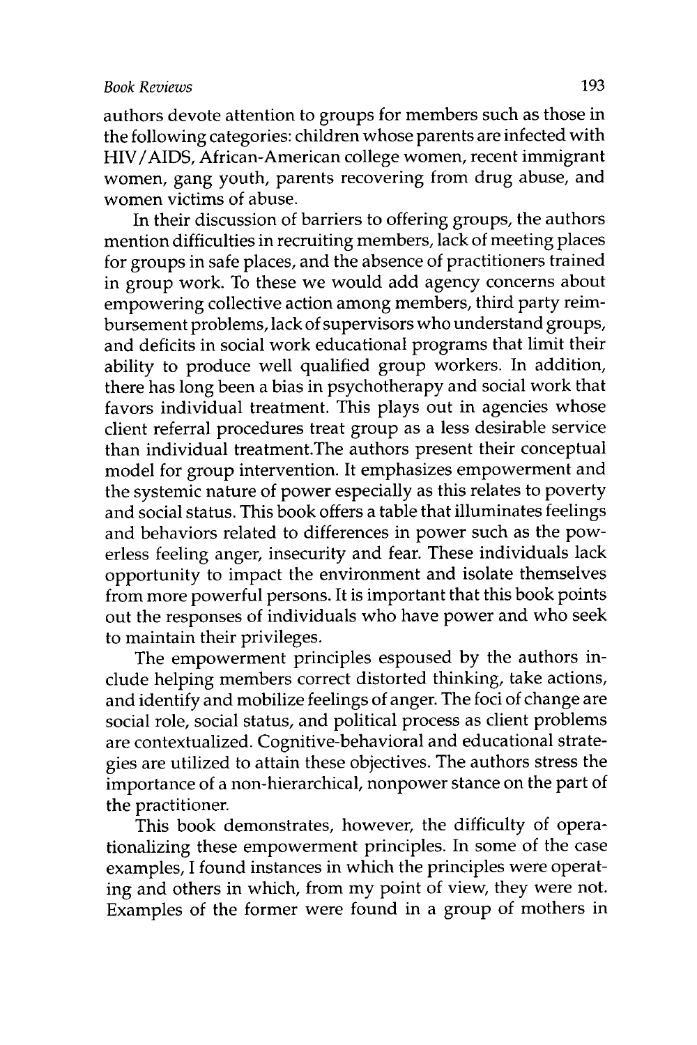authors devote attention to groups for members such as those in the following categories: children whose parents are infected with HIV/AIDS, African-American college women, recent immigrant women, gang youth, parents recovering from drug abuse, and women victims of abuse.

In their discussion of barriers to offering groups, the authors mention difficulties in recruiting members, lack of meeting places for groups in safe places, and the absence of practitioners trained in group work. To these we would add agency concerns about empowering collective action among members, third party reimbursement problems, lack of supervisors who understand groups, and deficits in social work educational programs that limit their ability to produce well qualified group workers. In addition, there has long been a bias in psychotherapy and social work that favors individual treatment. This plays out in agencies whose client referral procedures treat group as a less desirable service than individual treatment.The authors present their conceptual model for group intervention. It emphasizes empowerment and the systemic nature of power especially as this relates to poverty and social status. This book offers a table that illuminates feelings and behaviors related to differences in power such as the powerless feeling anger, insecurity and fear. These individuals lack opportunity to impact the environment and isolate themselves from more powerful persons. It is important that this book points out the responses of individuals who have power and who seek to maintain their privileges.

The empowerment principles espoused by the authors include helping members correct distorted thinking, take actions, and identify and mobilize feelings of anger. The foci of change are social role, social status, and political process as client problems are contextualized. Cognitive-behavioral and educational strategies are utilized to attain these objectives. The authors stress the importance of a non-hierarchical, nonpower stance on the part of the practitioner.

This book demonstrates, however, the difficulty of operationalizing these empowerment principles. In some of the case examples, I found instances in which the principles were operating and others in which, from my point of view, they were not. Examples of the former were found in a group of mothers in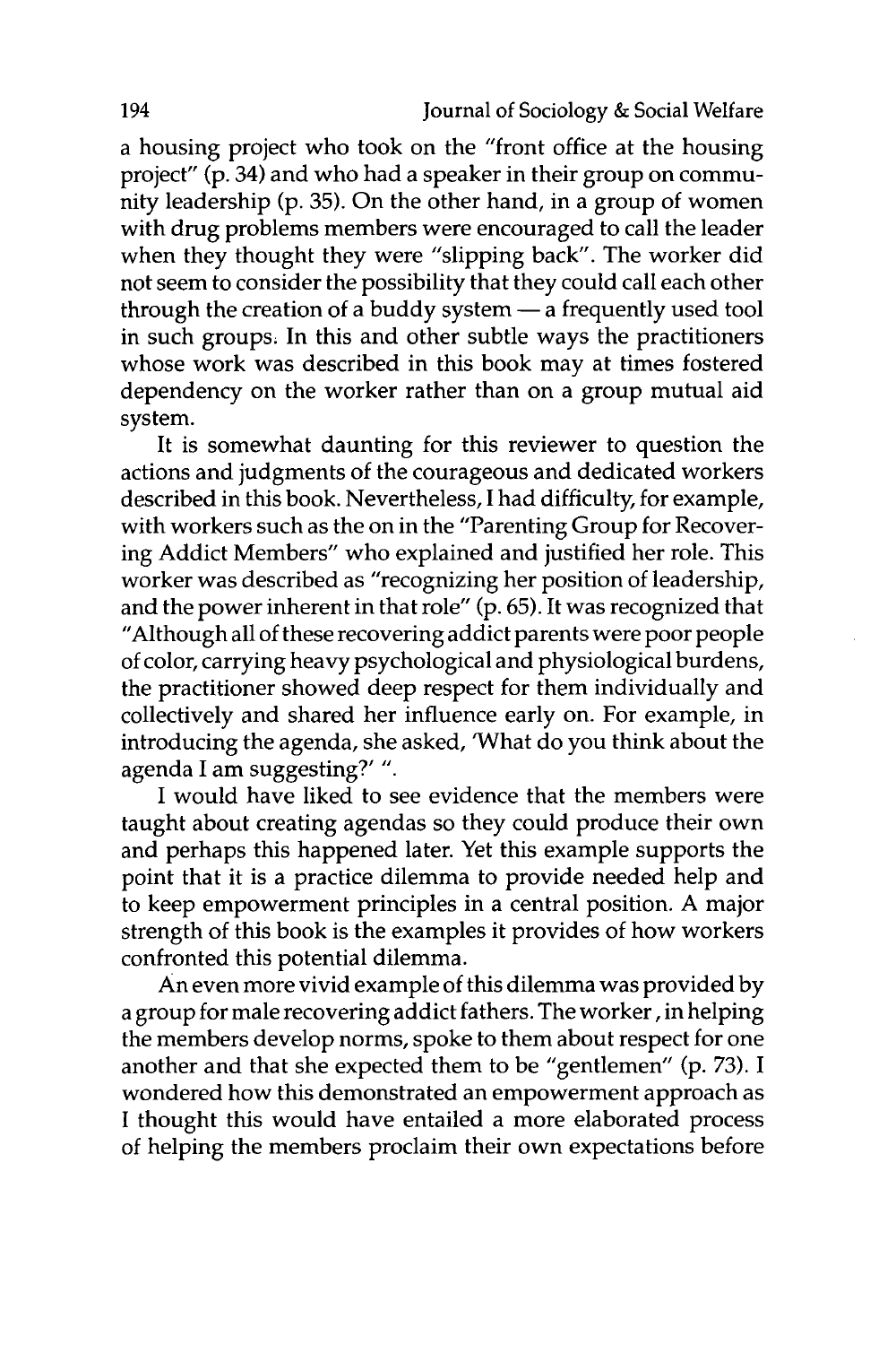a housing project who took on the "front office at the housing project" (p. 34) and who had a speaker in their group on community leadership (p. 35). On the other hand, in a group of women with drug problems members were encouraged to call the leader when they thought they were "slipping back". The worker did not seem to consider the possibility that they could call each other through the creation of a buddy system — a frequently used tool in such groups. In this and other subtle ways the practitioners whose work was described in this book may at times fostered dependency on the worker rather than on a group mutual aid system.

It is somewhat daunting for this reviewer to question the actions and judgments of the courageous and dedicated workers described in this book. Nevertheless, I had difficulty, for example, with workers such as the on in the "Parenting Group for Recovering Addict Members" who explained and justified her role. This worker was described as "recognizing her position of leadership, and the power inherent in that role" (p. 65). It was recognized that "Although all of these recovering addict parents were poor people of color, carrying heavy psychological and physiological burdens, the practitioner showed deep respect for them individually and collectively and shared her influence early on. For example, in introducing the agenda, she asked, 'What do you think about the agenda I am suggesting?' ".

I would have liked to see evidence that the members were taught about creating agendas so they could produce their own and perhaps this happened later. Yet this example supports the point that it is a practice dilemma to provide needed help and to keep empowerment principles in a central position. A major strength of this book is the examples it provides of how workers confronted this potential dilemma.

An even more vivid example of this dilemma was provided by a group for male recovering addict fathers. The worker, in helping the members develop norms, spoke to them about respect for one another and that she expected them to be "gentlemen" (p. 73). I wondered how this demonstrated an empowerment approach as I thought this would have entailed a more elaborated process of helping the members proclaim their own expectations before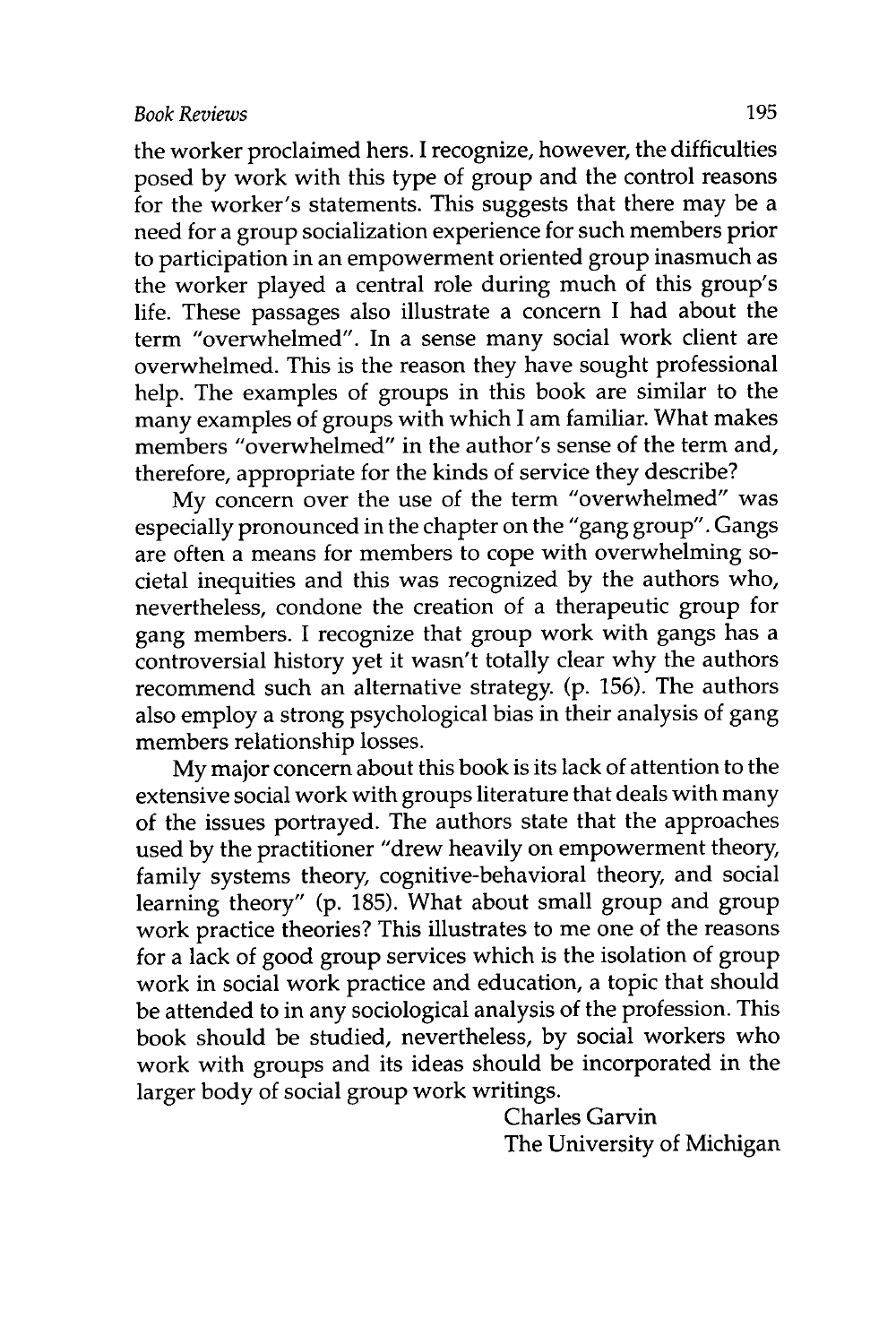the worker proclaimed hers. I recognize, however, the difficulties posed by work with this type of group and the control reasons for the worker's statements. This suggests that there may be a need for a group socialization experience for such members prior to participation in an empowerment oriented group inasmuch as the worker played a central role during much of this group's life. These passages also illustrate a concern I had about the term "overwhelmed". In a sense many social work client are overwhelmed. This is the reason they have sought professional help. The examples of groups in this book are similar to the many examples of groups with which I am familiar. What makes members "overwhelmed" in the author's sense of the term and, therefore, appropriate for the kinds of service they describe?

My concern over the use of the term "overwhelmed" was especially pronounced in the chapter on the "gang group". Gangs are often a means for members to cope with overwhelming societal inequities and this was recognized by the authors who, nevertheless, condone the creation of a therapeutic group for gang members. I recognize that group work with gangs has a controversial history yet it wasn't totally clear why the authors recommend such an alternative strategy. (p. 156). The authors also employ a strong psychological bias in their analysis of gang members relationship losses.

My major concern about this book is its lack of attention to the extensive social work with groups literature that deals with many of the issues portrayed. The authors state that the approaches used by the practitioner "drew heavily on empowerment theory, family systems theory, cognitive-behavioral theory, and social learning theory" (p. 185). What about small group and group work practice theories? This illustrates to me one of the reasons for a lack of good group services which is the isolation of group work in social work practice and education, a topic that should be attended to in any sociological analysis of the profession. This book should be studied, nevertheless, by social workers who work with groups and its ideas should be incorporated in the larger body of social group work writings.

Charles Garvin
The University of Michigan